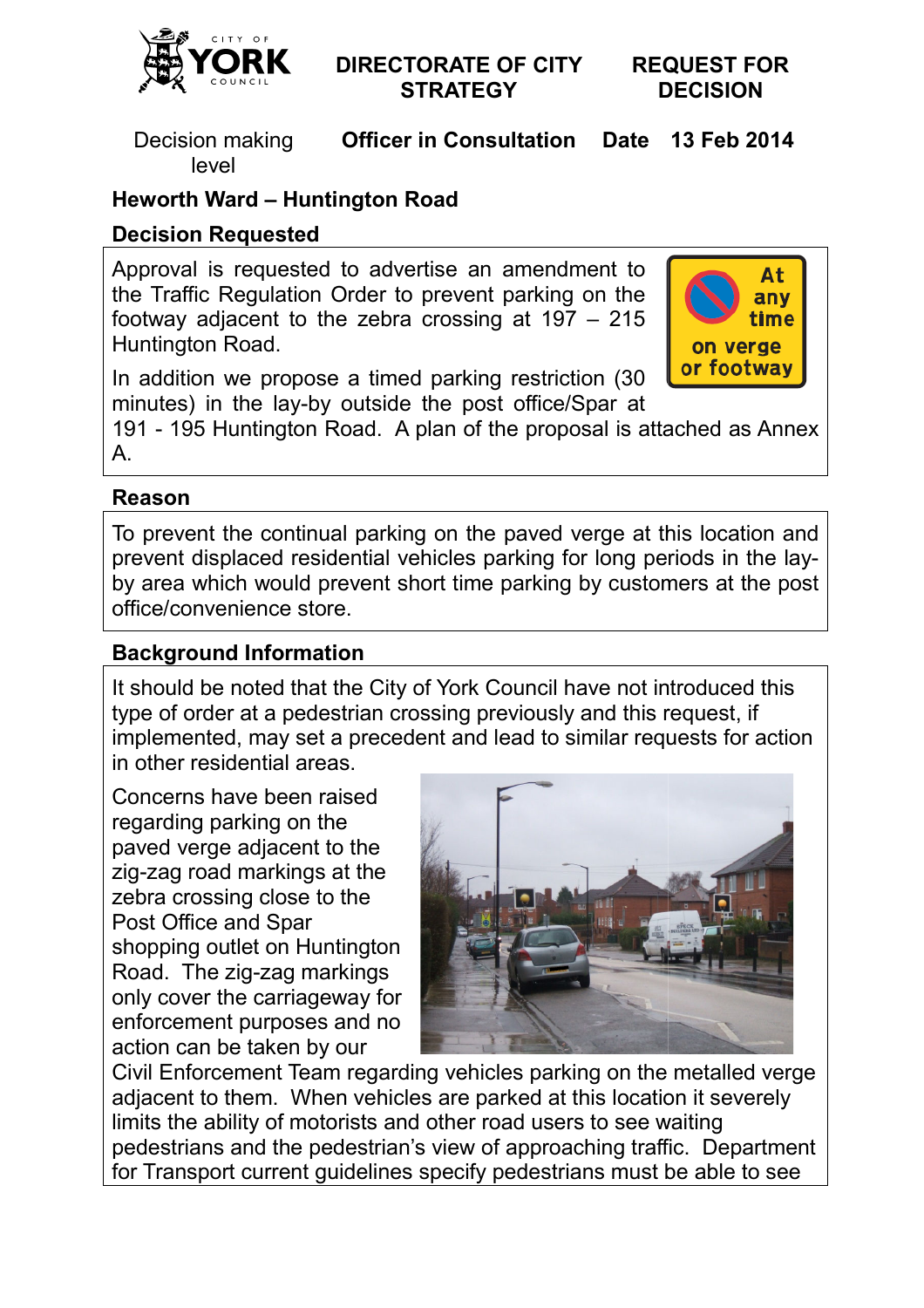CITY OF YORK COUNCIL

# DIRECTORATE OF CITY STRATEGY

# REQUEST FOR DECISION

| Decision making level | Officer in Consultation | Date | 13 Feb 2014 |
|---|---|---|---|

**Heworth Ward – Huntington Road**

**Decision Requested**

Approval is requested to advertise an amendment to the Traffic Regulation Order to prevent parking on the footway adjacent to the zebra crossing at 197 – 215 Huntington Road.

At any time on verge or footway

In addition we propose a timed parking restriction (30 minutes) in the lay-by outside the post office/Spar at 191 - 195 Huntington Road. A plan of the proposal is attached as Annex A.

**Reason**

To prevent the continual parking on the paved verge at this location and prevent displaced residential vehicles parking for long periods in the lay-by area which would prevent short time parking by customers at the post office/convenience store.

**Background Information**

It should be noted that the City of York Council have not introduced this type of order at a pedestrian crossing previously and this request, if implemented, may set a precedent and lead to similar requests for action in other residential areas.

Concerns have been raised regarding parking on the paved verge adjacent to the zig-zag road markings at the zebra crossing close to the Post Office and Spar shopping outlet on Huntington Road. The zig-zag markings only cover the carriageway for enforcement purposes and no action can be taken by our Civil Enforcement Team regarding vehicles parking on the metalled verge adjacent to them. When vehicles are parked at this location it severely limits the ability of motorists and other road users to see waiting pedestrians and the pedestrian's view of approaching traffic. Department for Transport current guidelines specify pedestrians must be able to see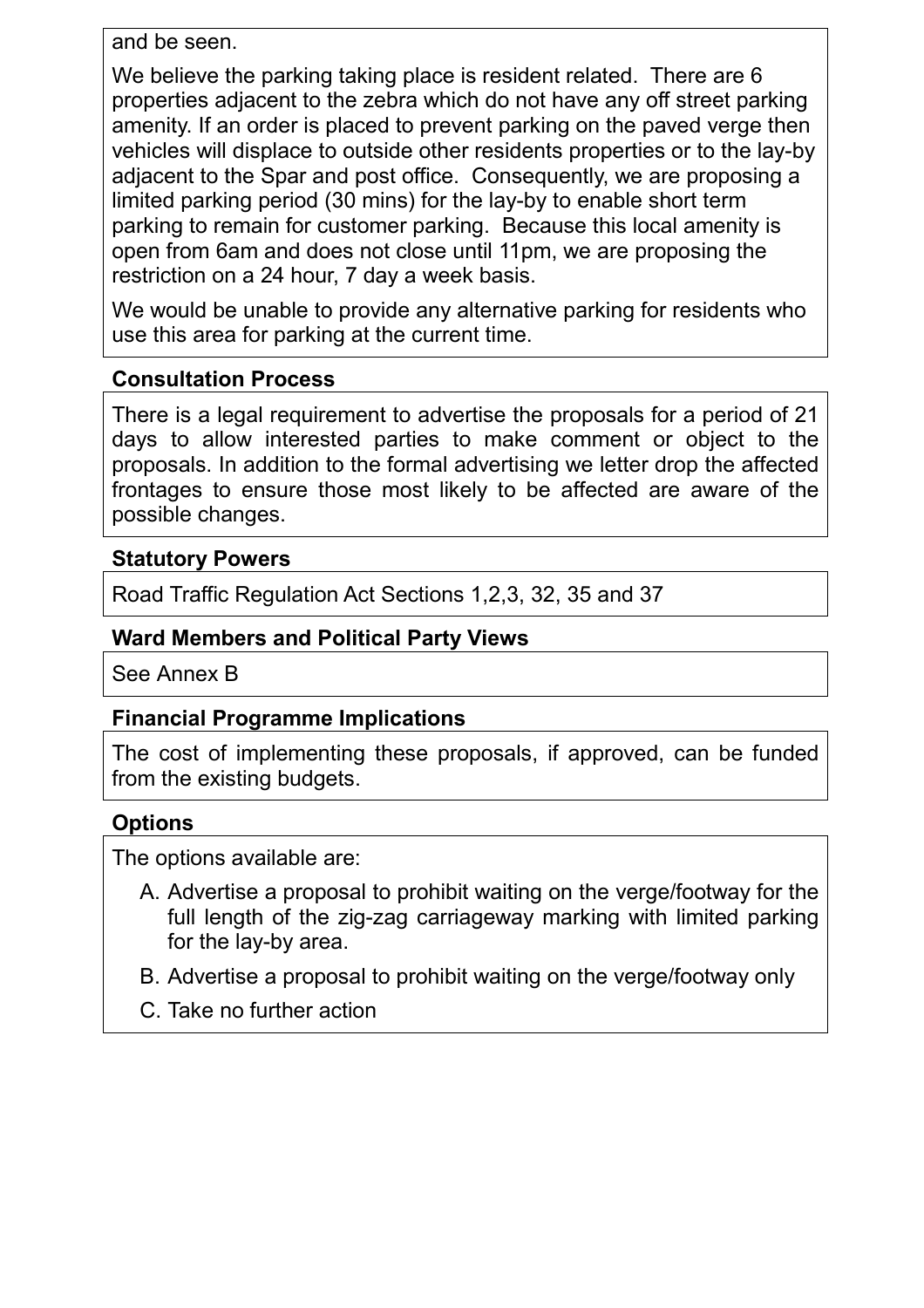and be seen.

We believe the parking taking place is resident related. There are 6 properties adjacent to the zebra which do not have any off street parking amenity. If an order is placed to prevent parking on the paved verge then vehicles will displace to outside other residents properties or to the lay-by adjacent to the Spar and post office. Consequently, we are proposing a limited parking period (30 mins) for the lay-by to enable short term parking to remain for customer parking. Because this local amenity is open from 6am and does not close until 11pm, we are proposing the restriction on a 24 hour, 7 day a week basis.

We would be unable to provide any alternative parking for residents who use this area for parking at the current time.

**Consultation Process**

There is a legal requirement to advertise the proposals for a period of 21 days to allow interested parties to make comment or object to the proposals. In addition to the formal advertising we letter drop the affected frontages to ensure those most likely to be affected are aware of the possible changes.

**Statutory Powers**

Road Traffic Regulation Act Sections 1,2,3, 32, 35 and 37

**Ward Members and Political Party Views**

See Annex B

**Financial Programme Implications**

The cost of implementing these proposals, if approved, can be funded from the existing budgets.

**Options**

The options available are:

A. Advertise a proposal to prohibit waiting on the verge/footway for the full length of the zig-zag carriageway marking with limited parking for the lay-by area.

B. Advertise a proposal to prohibit waiting on the verge/footway only

C. Take no further action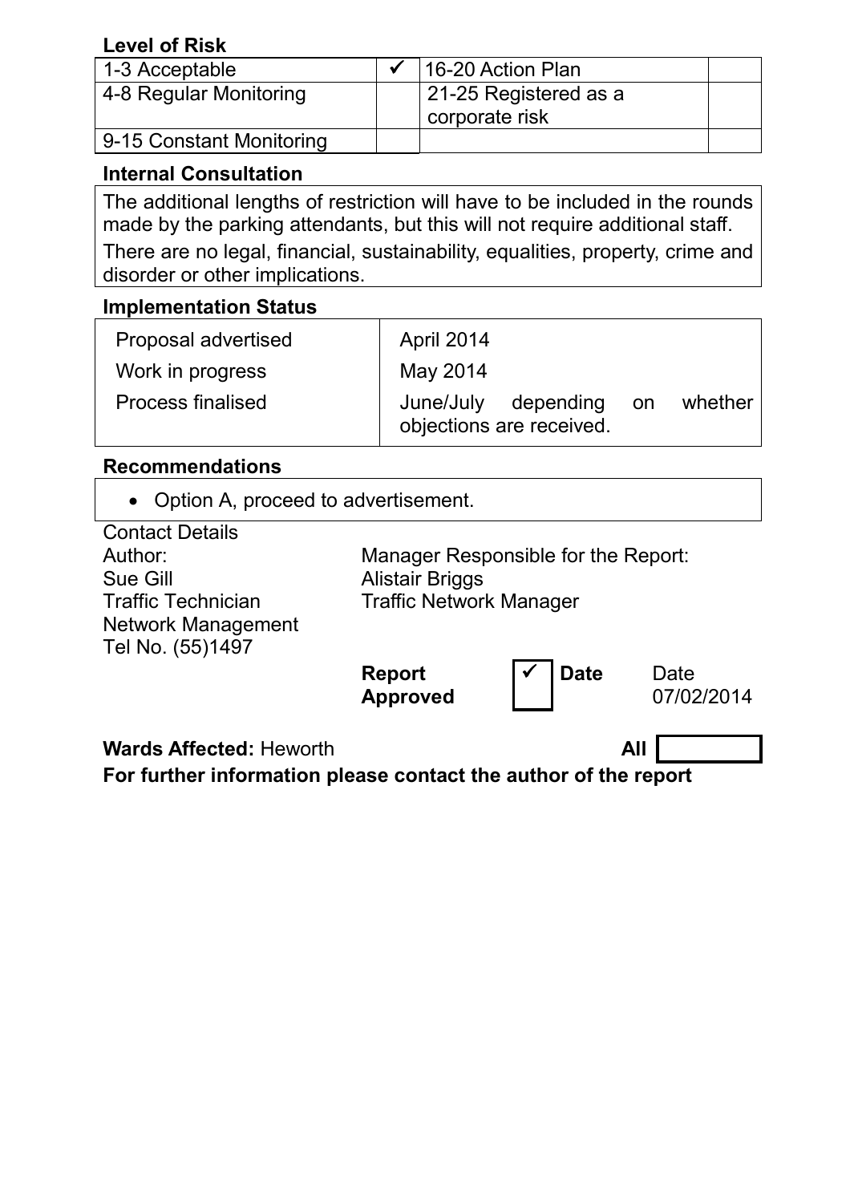**Level of Risk**

| | | | |
|---|---|---|---|
| 1-3 Acceptable | ✓ | 16-20 Action Plan | |
| 4-8 Regular Monitoring | | 21-25 Registered as a corporate risk | |
| 9-15 Constant Monitoring | | | |

**Internal Consultation**

The additional lengths of restriction will have to be included in the rounds made by the parking attendants, but this will not require additional staff.

There are no legal, financial, sustainability, equalities, property, crime and disorder or other implications.

**Implementation Status**

| | |
|---|---|
| Proposal advertised | April 2014 |
| Work in progress | May 2014 |
| Process finalised | June/July depending on whether objections are received. |

**Recommendations**

- Option A, proceed to advertisement.

Contact Details

| | | | | |
|---|---|---|---|---|
| Author: | Manager Responsible for the Report: | | | |
| Sue Gill | Alistair Briggs | | | |
| Traffic Technician | Traffic Network Manager | | | |
| Network Management | | | | |
| Tel No. (55)1497 | | | | |
| | **Report Approved** | ✓ | **Date** | Date 07/02/2014 |

**Wards Affected:** Heworth **All**

**For further information please contact the author of the report**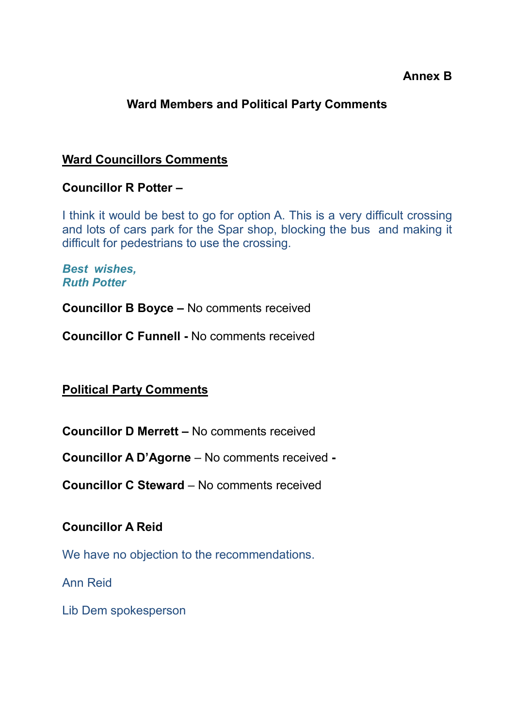**Annex B**

## Ward Members and Political Party Comments

### Ward Councillors Comments

**Councillor R Potter –**

I think it would be best to go for option A. This is a very difficult crossing and lots of cars park for the Spar shop, blocking the bus and making it difficult for pedestrians to use the crossing.

***Best wishes,***
***Ruth Potter***

**Councillor B Boyce –** No comments received

**Councillor C Funnell -** No comments received

### Political Party Comments

**Councillor D Merrett –** No comments received

**Councillor A D'Agorne** – No comments received **-**

**Councillor C Steward** – No comments received

**Councillor A Reid**

We have no objection to the recommendations.

Ann Reid

Lib Dem spokesperson